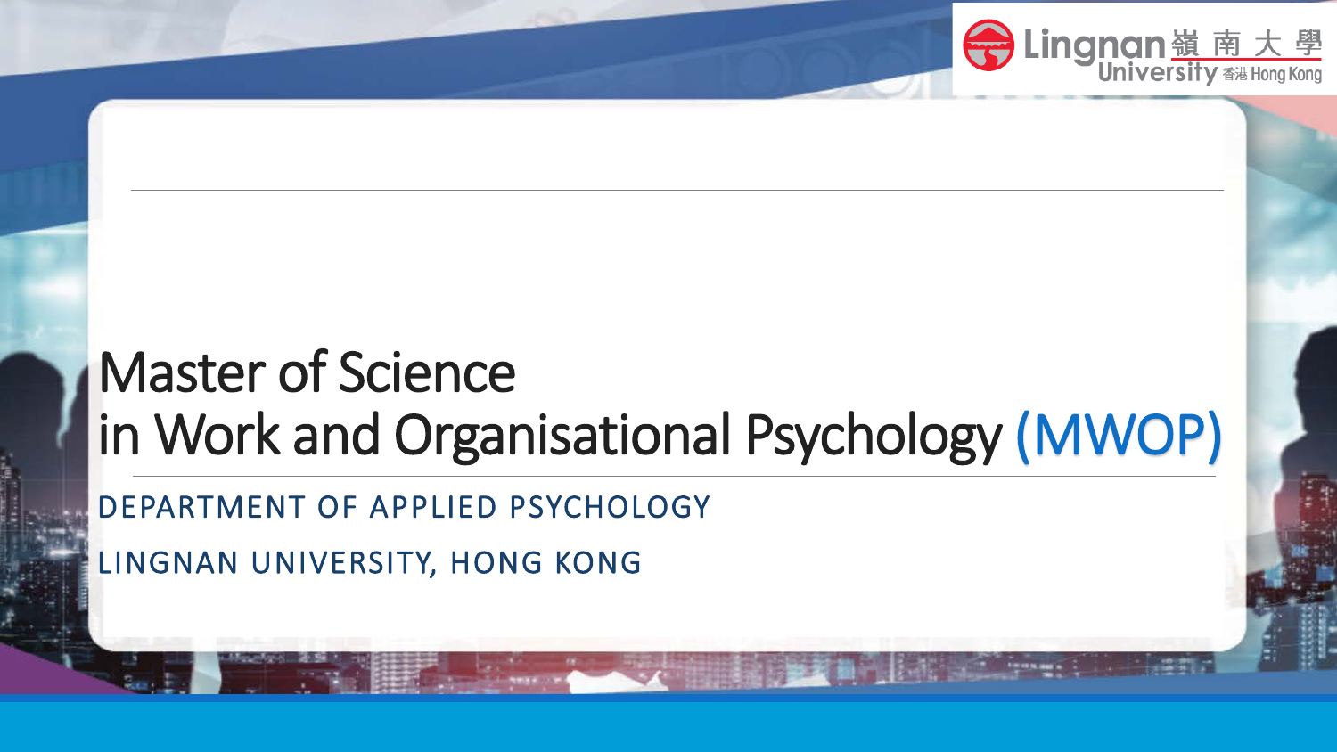# Master of Science in Work and Organisational Psychology (MWOP)

DEPARTMENT OF APPLIED PSYCHOLOGY

LINGNAN UNIVERSITY, HONG KONG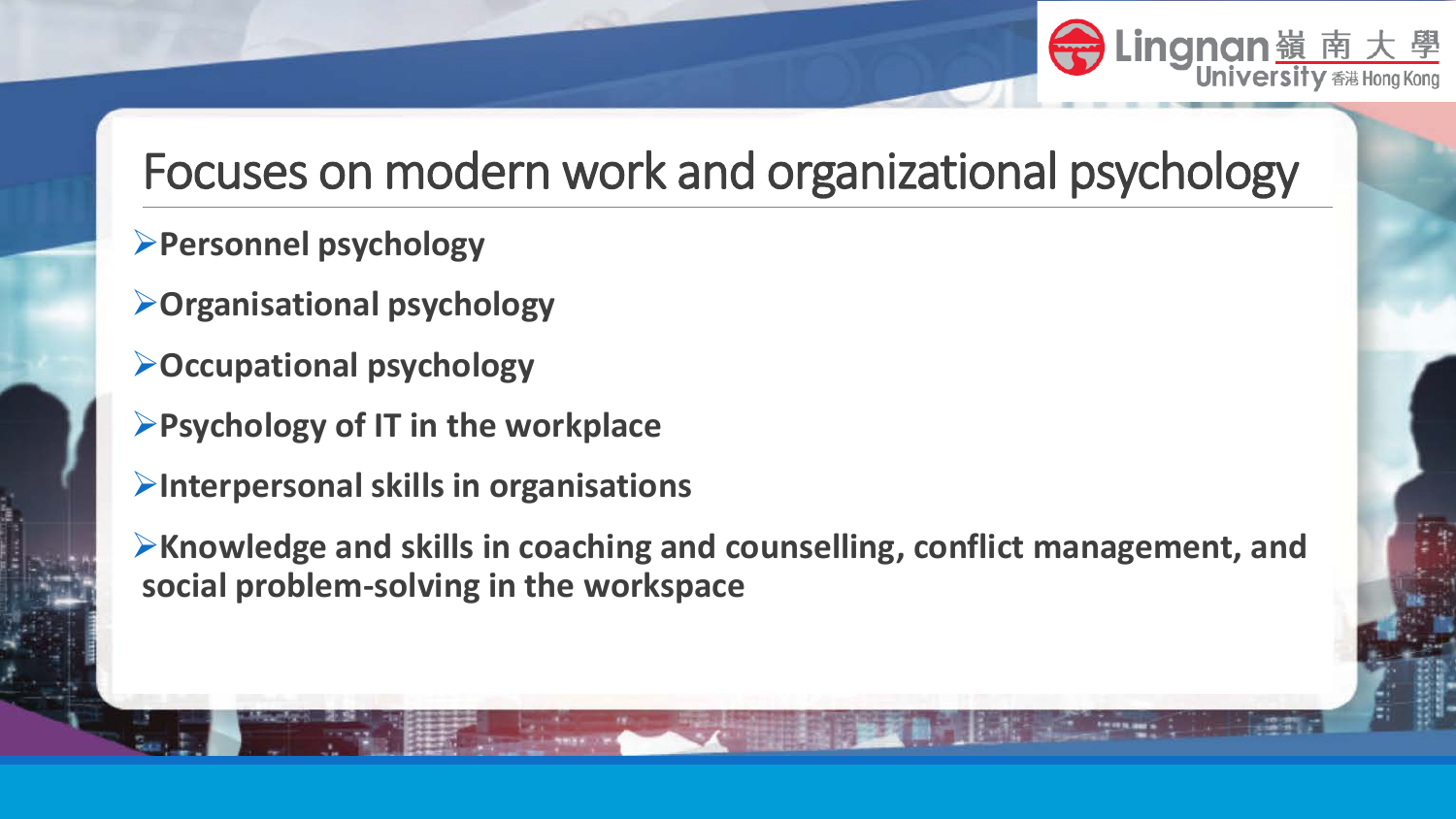# Focuses on modern work and organizational psychology

- **Personnel psychology**
- **Organisational psychology**
- **Occupational psychology**
- **Psychology of IT in the workplace**
- **Interpersonal skills in organisations**
- **Knowledge and skills in coaching and counselling, conflict management, and social problem-solving in the workspace**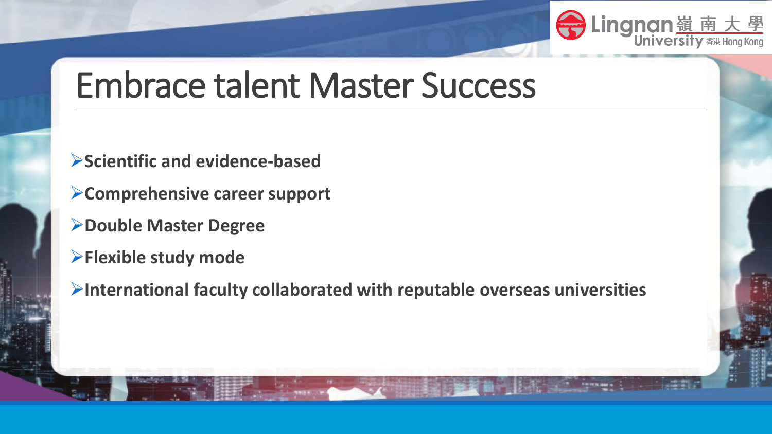# Embrace talent Master Success

- **Scientific and evidence-based**
- **Comprehensive career support**
- **Double Master Degree**
- **Flexible study mode**
- **International faculty collaborated with reputable overseas universities**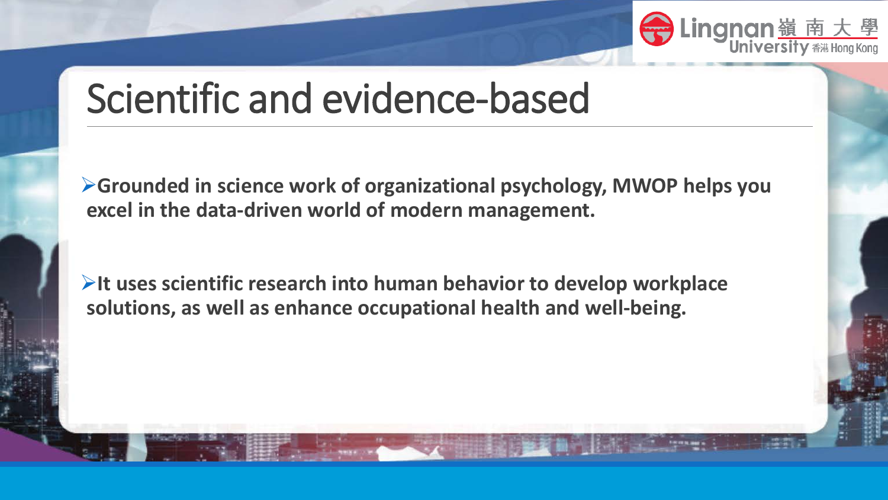# Scientific and evidence-based

- **Grounded in science work of organizational psychology, MWOP helps you excel in the data-driven world of modern management.**

- **It uses scientific research into human behavior to develop workplace solutions, as well as enhance occupational health and well-being.**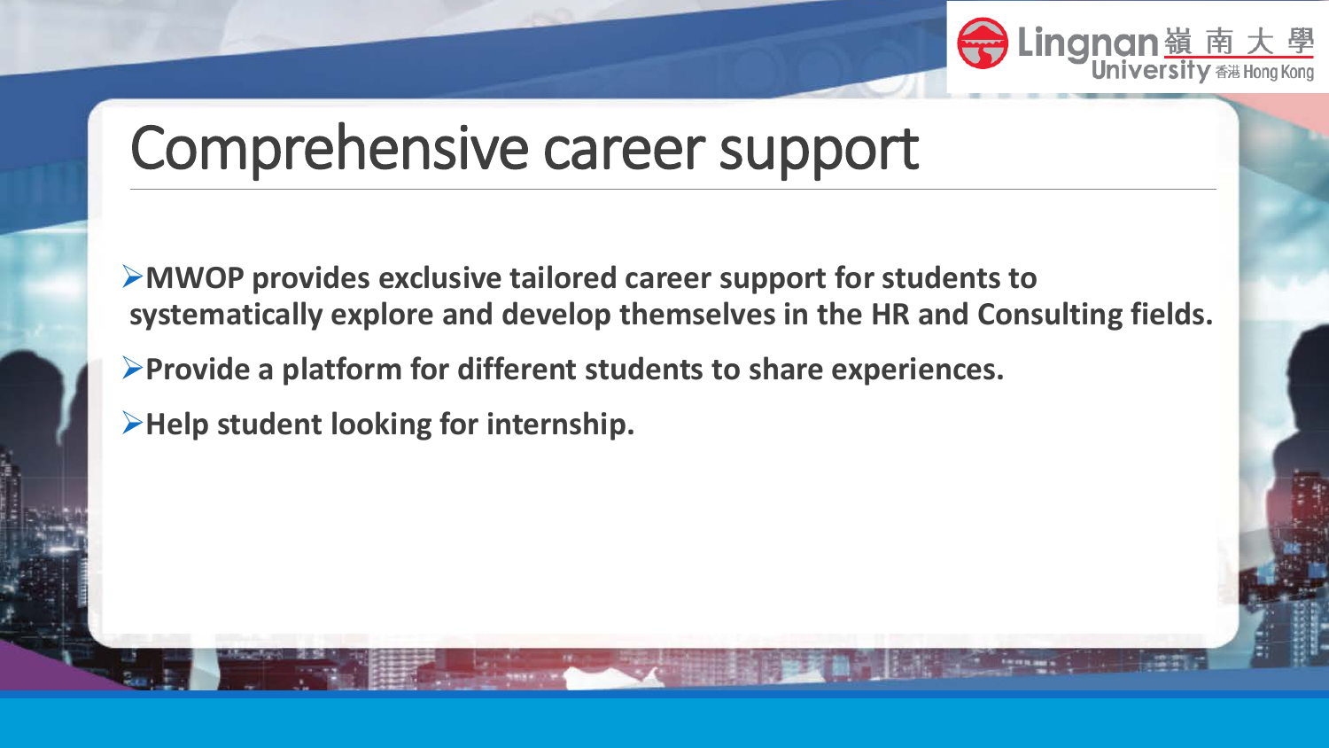# Comprehensive career support

- **MWOP provides exclusive tailored career support for students to systematically explore and develop themselves in the HR and Consulting fields.**
- **Provide a platform for different students to share experiences.**
- **Help student looking for internship.**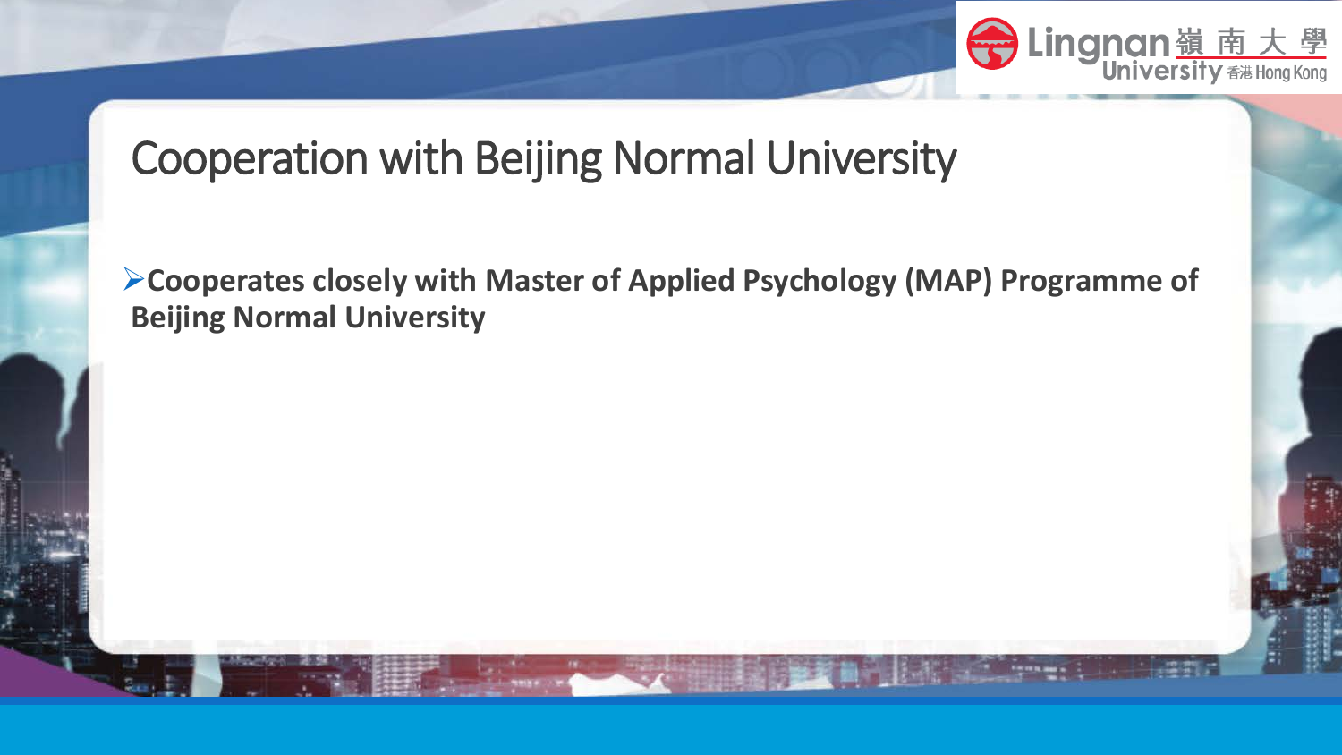# Cooperation with Beijing Normal University

- **Cooperates closely with Master of Applied Psychology (MAP) Programme of Beijing Normal University**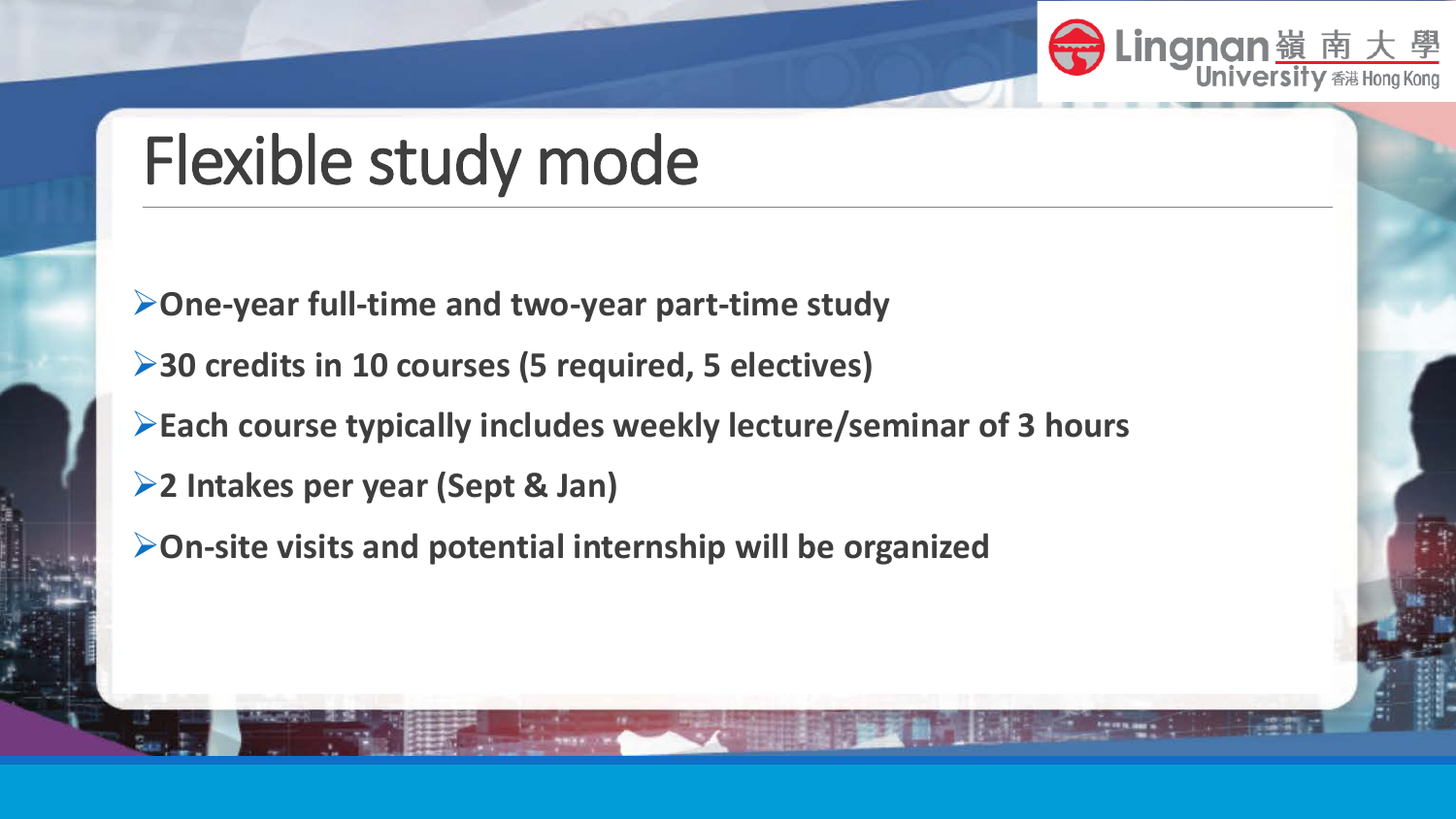# Flexible study mode

- **One-year full-time and two-year part-time study**
- **30 credits in 10 courses (5 required, 5 electives)**
- **Each course typically includes weekly lecture/seminar of 3 hours**
- **2 Intakes per year (Sept & Jan)**
- **On-site visits and potential internship will be organized**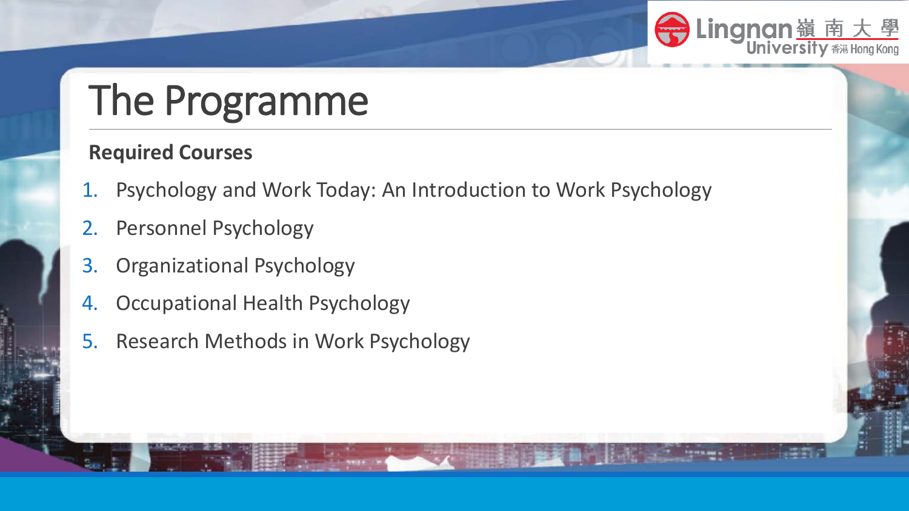# The Programme

**Required Courses**

1. Psychology and Work Today: An Introduction to Work Psychology
2. Personnel Psychology
3. Organizational Psychology
4. Occupational Health Psychology
5. Research Methods in Work Psychology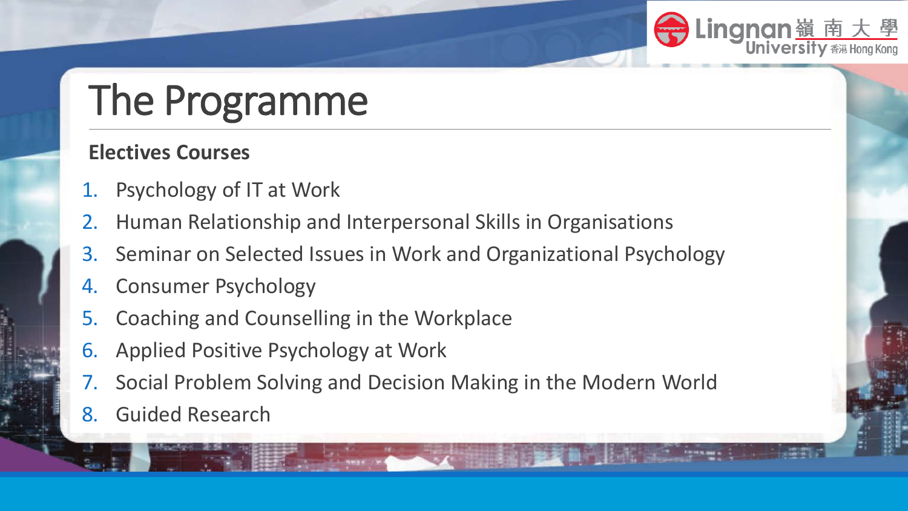# The Programme

**Electives Courses**

1. Psychology of IT at Work
2. Human Relationship and Interpersonal Skills in Organisations
3. Seminar on Selected Issues in Work and Organizational Psychology
4. Consumer Psychology
5. Coaching and Counselling in the Workplace
6. Applied Positive Psychology at Work
7. Social Problem Solving and Decision Making in the Modern World
8. Guided Research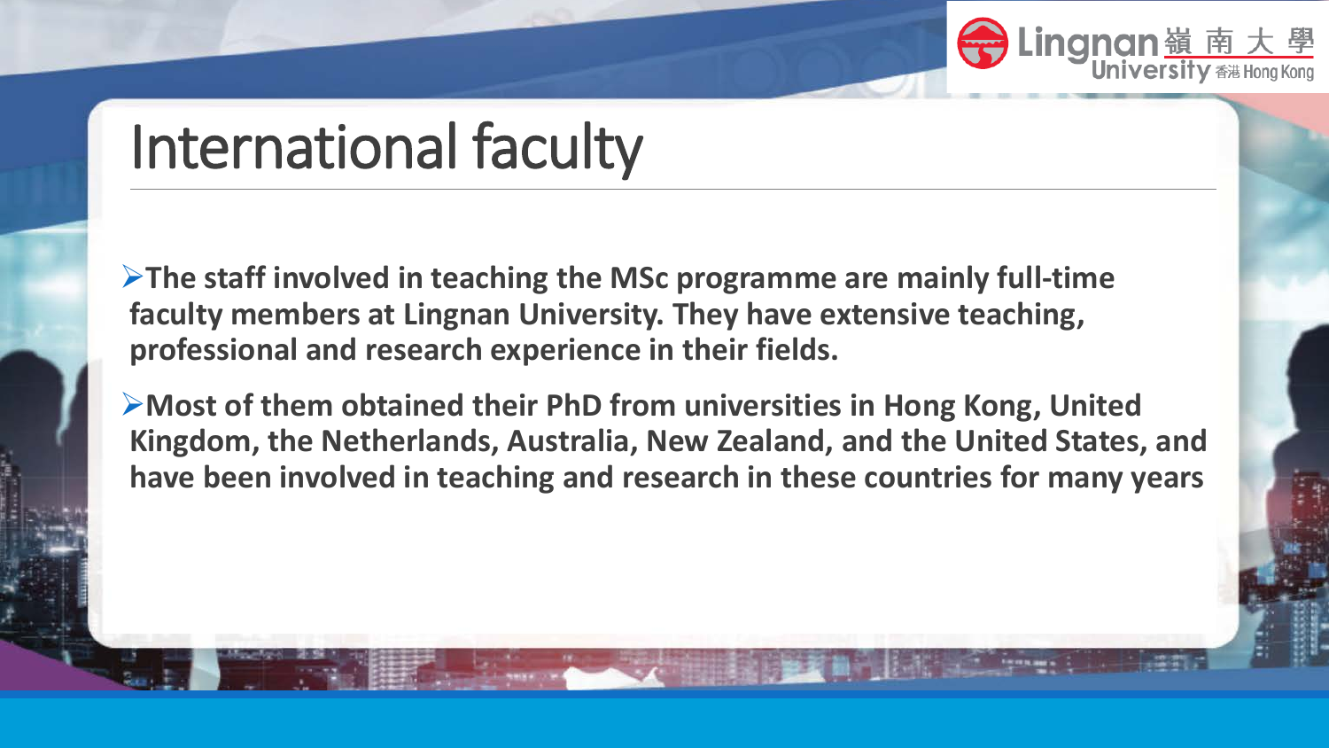# International faculty

- **The staff involved in teaching the MSc programme are mainly full-time faculty members at Lingnan University. They have extensive teaching, professional and research experience in their fields.**
- **Most of them obtained their PhD from universities in Hong Kong, United Kingdom, the Netherlands, Australia, New Zealand, and the United States, and have been involved in teaching and research in these countries for many years**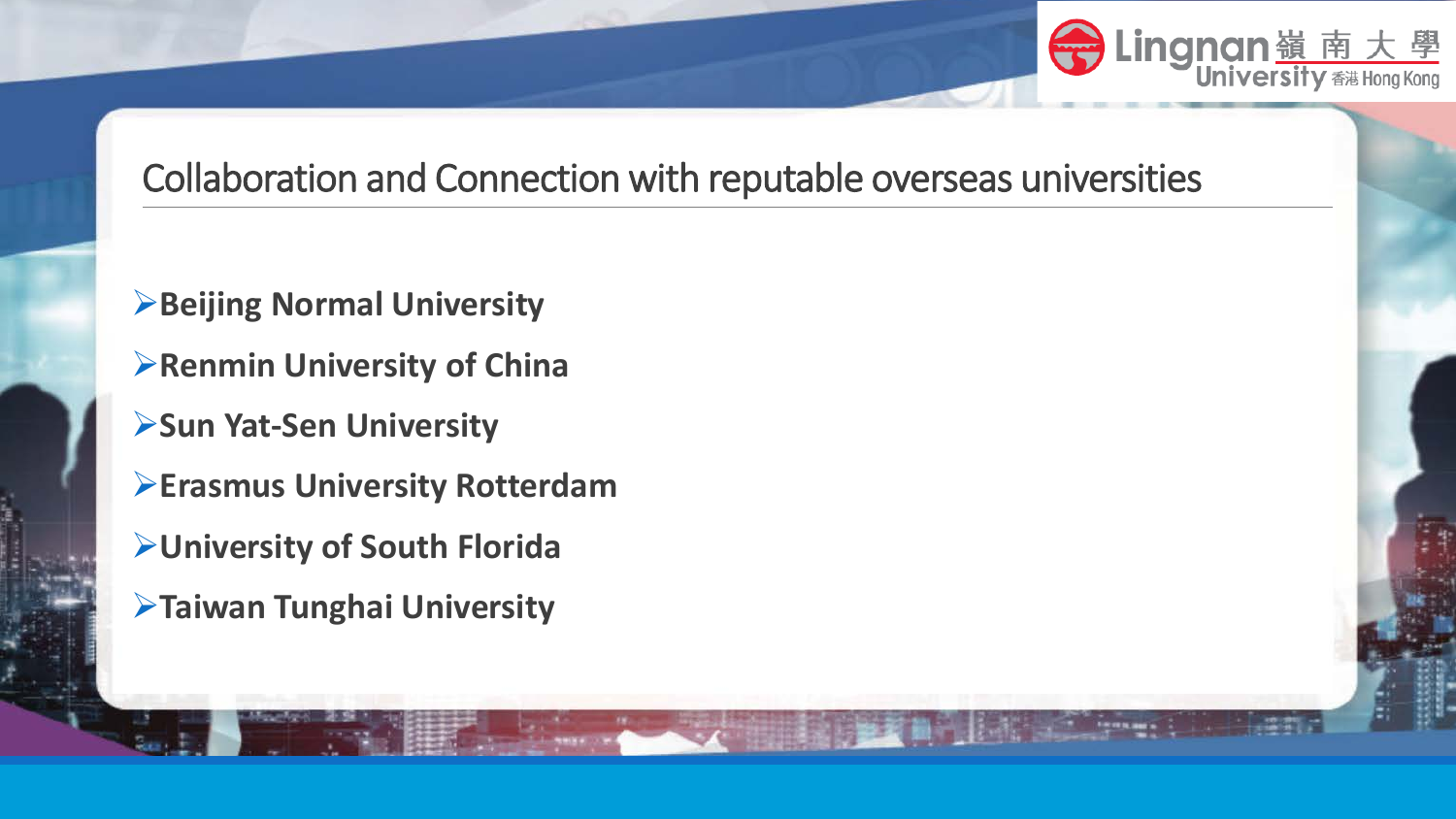## Collaboration and Connection with reputable overseas universities

- **Beijing Normal University**
- **Renmin University of China**
- **Sun Yat-Sen University**
- **Erasmus University Rotterdam**
- **University of South Florida**
- **Taiwan Tunghai University**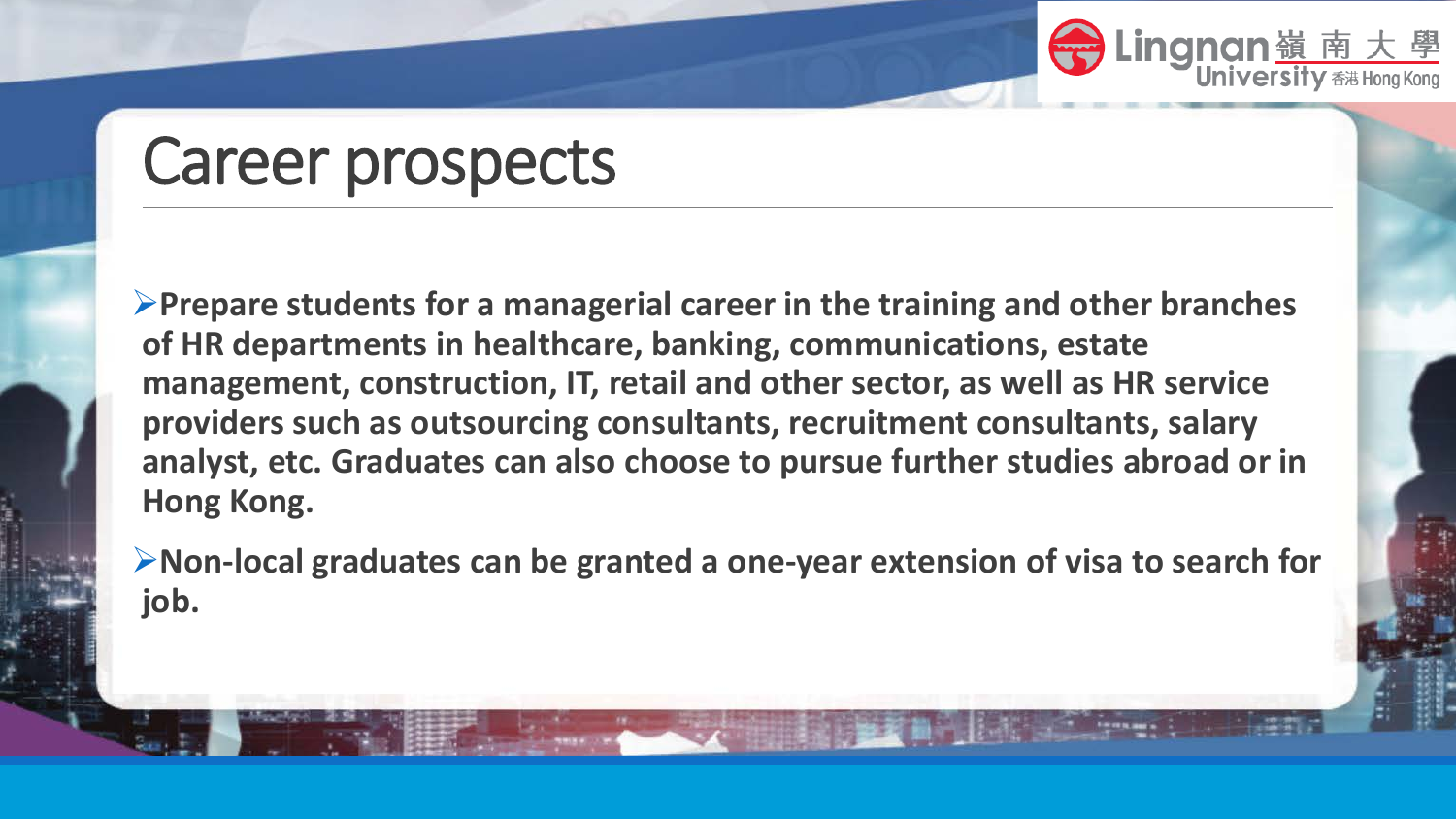# Career prospects

- **Prepare students for a managerial career in the training and other branches of HR departments in healthcare, banking, communications, estate management, construction, IT, retail and other sector, as well as HR service providers such as outsourcing consultants, recruitment consultants, salary analyst, etc. Graduates can also choose to pursue further studies abroad or in Hong Kong.**
- **Non-local graduates can be granted a one-year extension of visa to search for job.**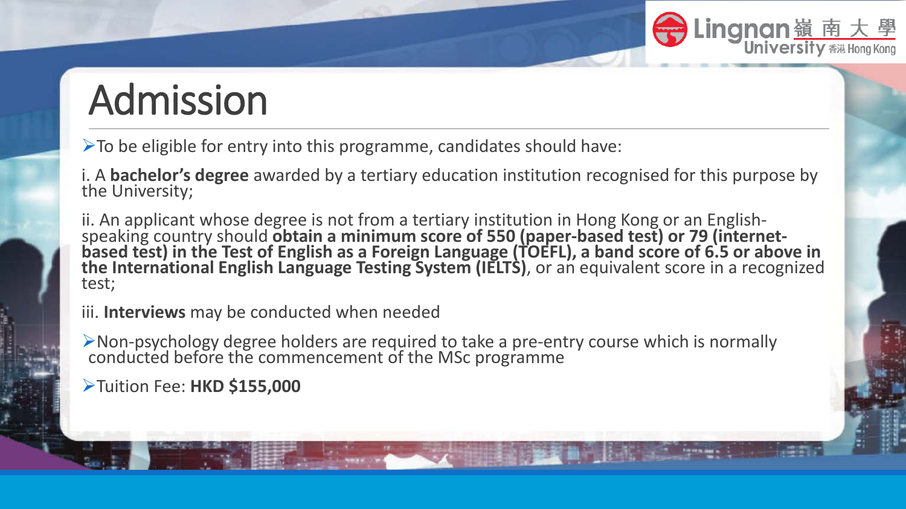# Admission

- To be eligible for entry into this programme, candidates should have:

i. A **bachelor's degree** awarded by a tertiary education institution recognised for this purpose by the University;

ii. An applicant whose degree is not from a tertiary institution in Hong Kong or an English-speaking country should **obtain a minimum score of 550 (paper-based test) or 79 (internet-based test) in the Test of English as a Foreign Language (TOEFL), a band score of 6.5 or above in the International English Language Testing System (IELTS)**, or an equivalent score in a recognized test;

iii. **Interviews** may be conducted when needed

- Non-psychology degree holders are required to take a pre-entry course which is normally conducted before the commencement of the MSc programme
- Tuition Fee: **HKD $155,000**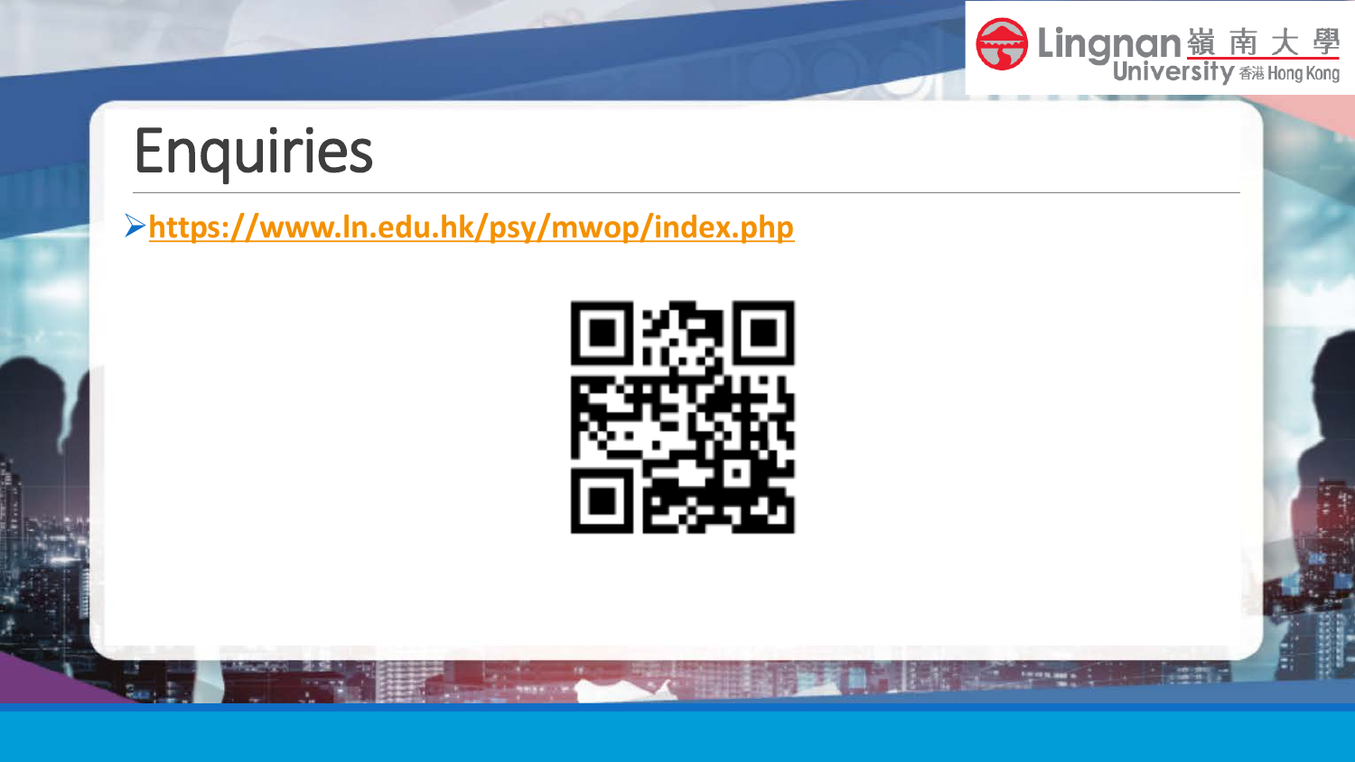# Enquiries

- https://www.ln.edu.hk/psy/mwop/index.php